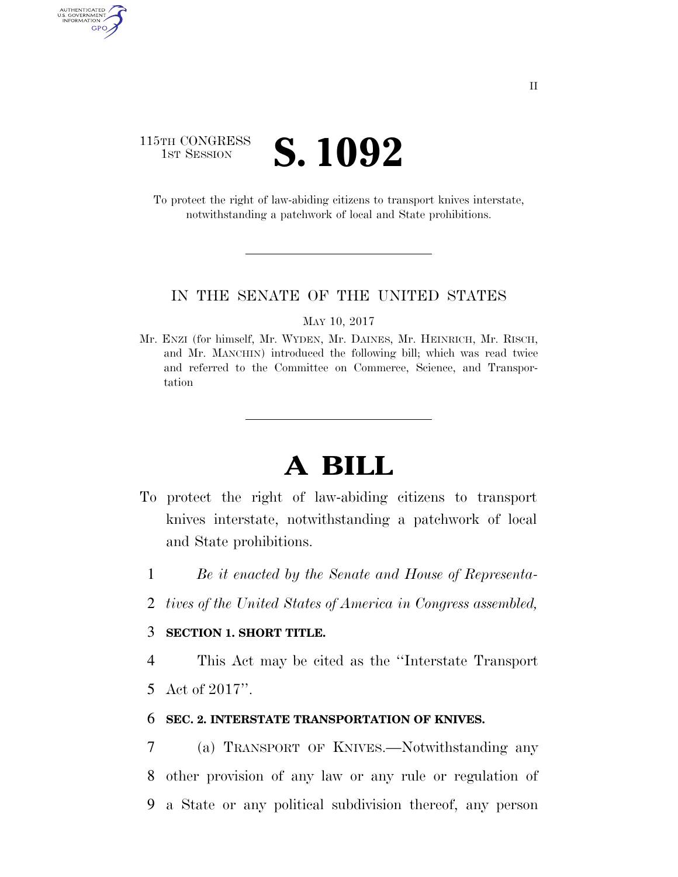115TH CONGRESS
1ST SESSION

# S. 1092

To protect the right of law-abiding citizens to transport knives interstate, notwithstanding a patchwork of local and State prohibitions.

IN THE SENATE OF THE UNITED STATES

MAY 10, 2017

Mr. ENZI (for himself, Mr. WYDEN, Mr. DAINES, Mr. HEINRICH, Mr. RISCH, and Mr. MANCHIN) introduced the following bill; which was read twice and referred to the Committee on Commerce, Science, and Transportation

# A BILL

To protect the right of law-abiding citizens to transport knives interstate, notwithstanding a patchwork of local and State prohibitions.

1 *Be it enacted by the Senate and House of Representa-*
2 *tives of the United States of America in Congress assembled,*

3 **SECTION 1. SHORT TITLE.**

4 This Act may be cited as the ''Interstate Transport
5 Act of 2017''.

6 **SEC. 2. INTERSTATE TRANSPORTATION OF KNIVES.**

7 (a) TRANSPORT OF KNIVES.—Notwithstanding any
8 other provision of any law or any rule or regulation of
9 a State or any political subdivision thereof, any person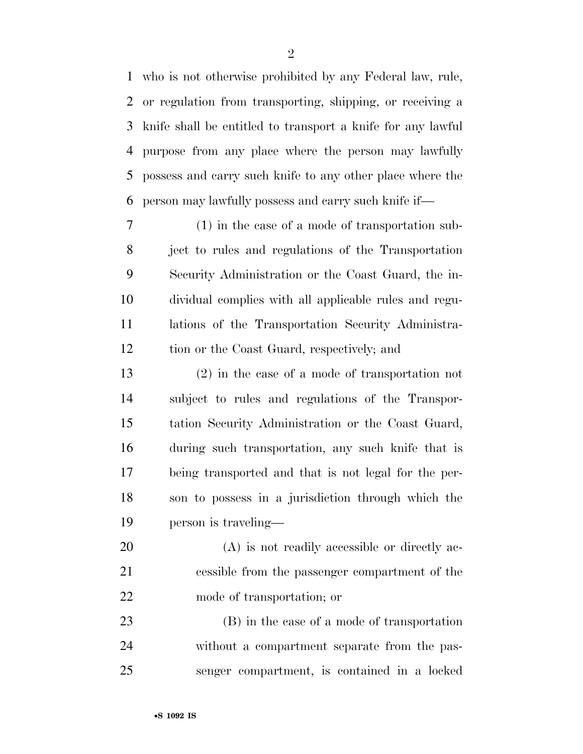who is not otherwise prohibited by any Federal law, rule, or regulation from transporting, shipping, or receiving a knife shall be entitled to transport a knife for any lawful purpose from any place where the person may lawfully possess and carry such knife to any other place where the person may lawfully possess and carry such knife if—

(1) in the case of a mode of transportation subject to rules and regulations of the Transportation Security Administration or the Coast Guard, the individual complies with all applicable rules and regulations of the Transportation Security Administration or the Coast Guard, respectively; and

(2) in the case of a mode of transportation not subject to rules and regulations of the Transportation Security Administration or the Coast Guard, during such transportation, any such knife that is being transported and that is not legal for the person to possess in a jurisdiction through which the person is traveling—

(A) is not readily accessible or directly accessible from the passenger compartment of the mode of transportation; or

(B) in the case of a mode of transportation without a compartment separate from the passenger compartment, is contained in a locked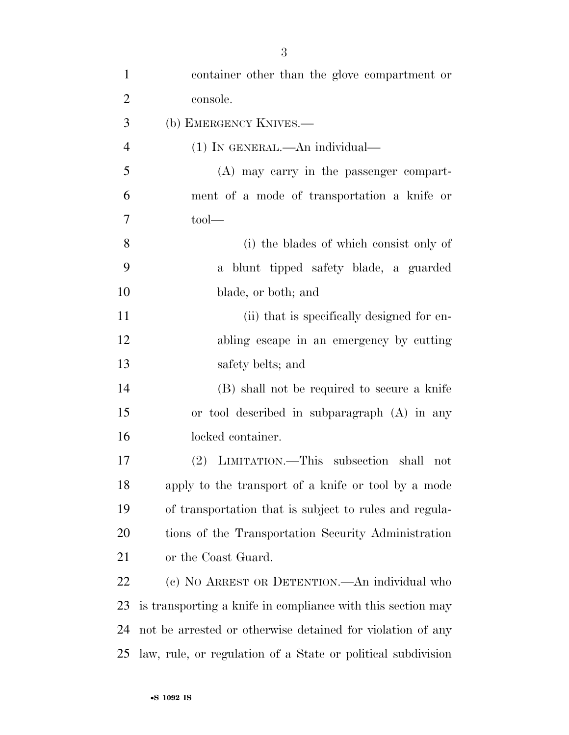container other than the glove compartment or console.

(b) EMERGENCY KNIVES.—

(1) IN GENERAL.—An individual—

(A) may carry in the passenger compartment of a mode of transportation a knife or tool—

(i) the blades of which consist only of a blunt tipped safety blade, a guarded blade, or both; and

(ii) that is specifically designed for enabling escape in an emergency by cutting safety belts; and

(B) shall not be required to secure a knife or tool described in subparagraph (A) in any locked container.

(2) LIMITATION.—This subsection shall not apply to the transport of a knife or tool by a mode of transportation that is subject to rules and regulations of the Transportation Security Administration or the Coast Guard.

(c) NO ARREST OR DETENTION.—An individual who is transporting a knife in compliance with this section may not be arrested or otherwise detained for violation of any law, rule, or regulation of a State or political subdivision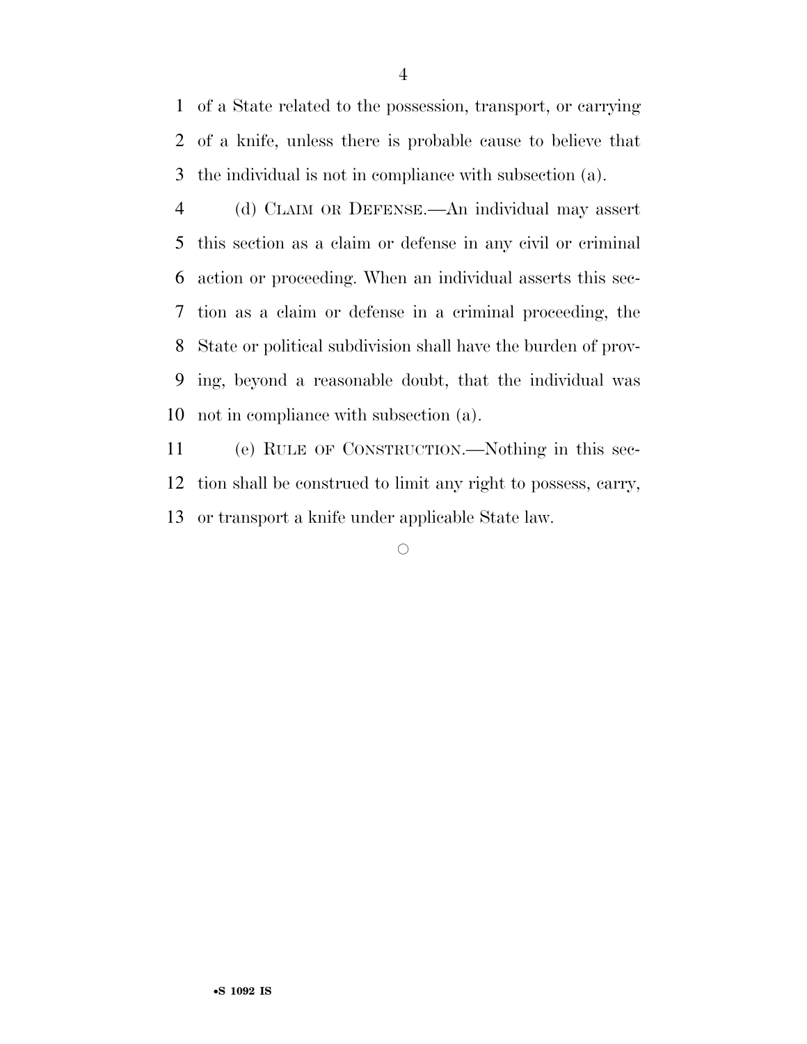of a State related to the possession, transport, or carrying of a knife, unless there is probable cause to believe that the individual is not in compliance with subsection (a).

(d) CLAIM OR DEFENSE.—An individual may assert this section as a claim or defense in any civil or criminal action or proceeding. When an individual asserts this section as a claim or defense in a criminal proceeding, the State or political subdivision shall have the burden of proving, beyond a reasonable doubt, that the individual was not in compliance with subsection (a).

(e) RULE OF CONSTRUCTION.—Nothing in this section shall be construed to limit any right to possess, carry, or transport a knife under applicable State law.

○